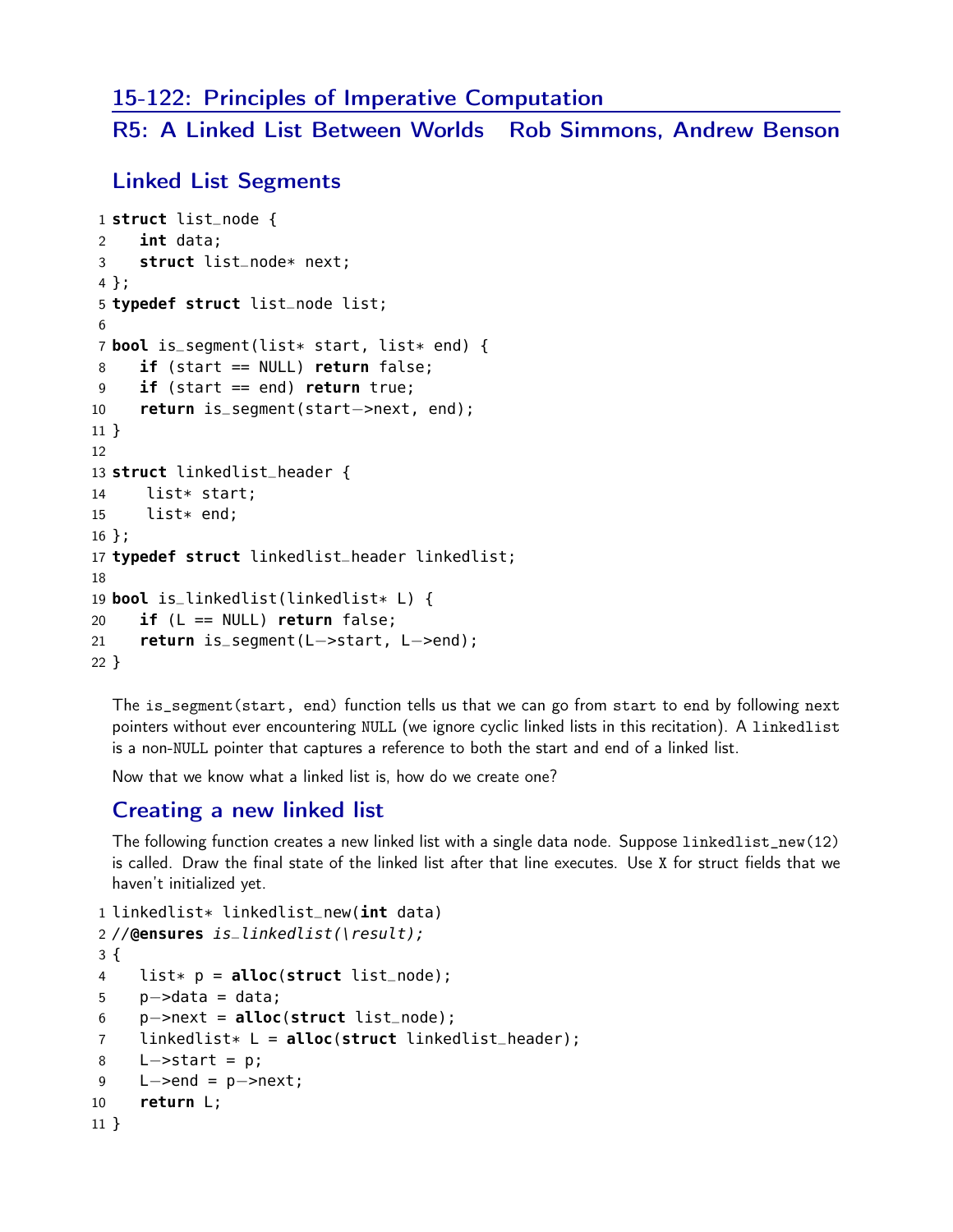# 15-122: Principles of Imperative Computation

## R5: A Linked List Between Worlds   Rob Simmons, Andrew Benson

### Linked List Segments

```
1 struct list_node {
2   int data;
3   struct list_node* next;
4 };
5 typedef struct list_node list;
6
7 bool is_segment(list* start, list* end) {
8   if (start == NULL) return false;
9   if (start == end) return true;
10  return is_segment(start->next, end);
11 }
12
13 struct linkedlist_header {
14   list* start;
15   list* end;
16 };
17 typedef struct linkedlist_header linkedlist;
18
19 bool is_linkedlist(linkedlist* L) {
20   if (L == NULL) return false;
21   return is_segment(L->start, L->end);
22 }
```

The is_segment(start, end) function tells us that we can go from start to end by following next pointers without ever encountering NULL (we ignore cyclic linked lists in this recitation). A linkedlist is a non-NULL pointer that captures a reference to both the start and end of a linked list.

Now that we know what a linked list is, how do we create one?

### Creating a new linked list

The following function creates a new linked list with a single data node. Suppose linkedlist_new(12) is called. Draw the final state of the linked list after that line executes. Use X for struct fields that we haven't initialized yet.

```
1 linkedlist* linkedlist_new(int data)
2 //@ensures is_linkedlist(\result);
3 {
4   list* p = alloc(struct list_node);
5   p->data = data;
6   p->next = alloc(struct list_node);
7   linkedlist* L = alloc(struct linkedlist_header);
8   L->start = p;
9   L->end = p->next;
10  return L;
11 }
```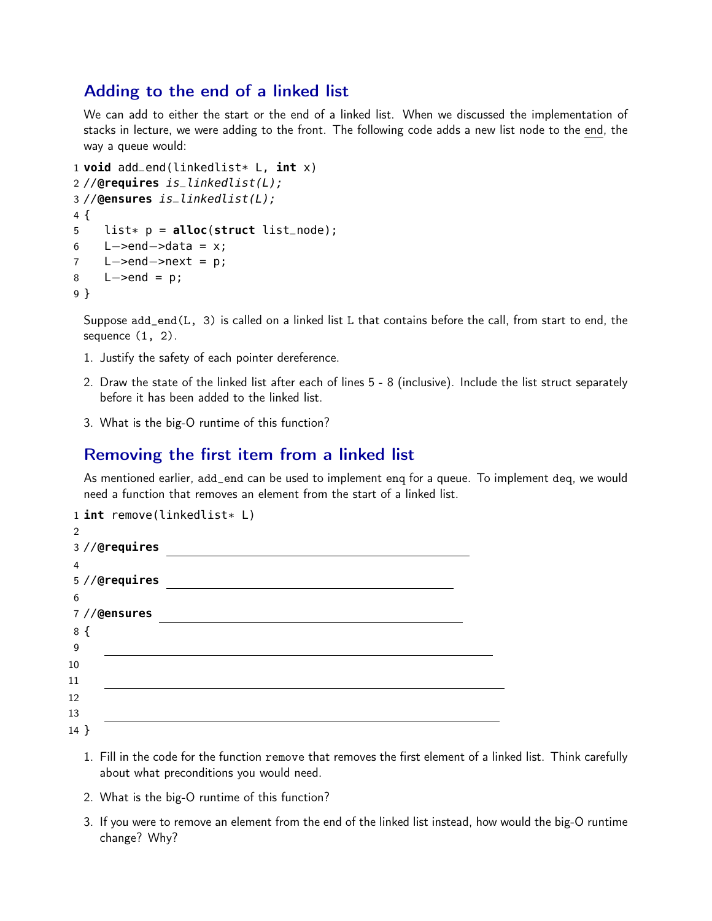## Adding to the end of a linked list

We can add to either the start or the end of a linked list. When we discussed the implementation of stacks in lecture, we were adding to the front. The following code adds a new list node to the end, the way a queue would:

```
1 void add_end(linkedlist* L, int x)
2 //@requires is_linkedlist(L);
3 //@ensures is_linkedlist(L);
4 {
5    list* p = alloc(struct list_node);
6    L->end->data = x;
7    L->end->next = p;
8    L->end = p;
9 }
```

Suppose `add_end(L, 3)` is called on a linked list `L` that contains before the call, from start to end, the sequence `(1, 2)`.

1. Justify the safety of each pointer dereference.
2. Draw the state of the linked list after each of lines 5 - 8 (inclusive). Include the list struct separately before it has been added to the linked list.
3. What is the big-O runtime of this function?

## Removing the first item from a linked list

As mentioned earlier, `add_end` can be used to implement `enq` for a queue. To implement `deq`, we would need a function that removes an element from the start of a linked list.

```
1 int remove(linkedlist* L)
2
3 //@requires ______________________________
4
5 //@requires ______________________________
6
7 //@ensures ______________________________
8 {
9    ______________________________________
10
11   ______________________________________
12
13   ______________________________________
14 }
```

1. Fill in the code for the function `remove` that removes the first element of a linked list. Think carefully about what preconditions you would need.
2. What is the big-O runtime of this function?
3. If you were to remove an element from the end of the linked list instead, how would the big-O runtime change? Why?